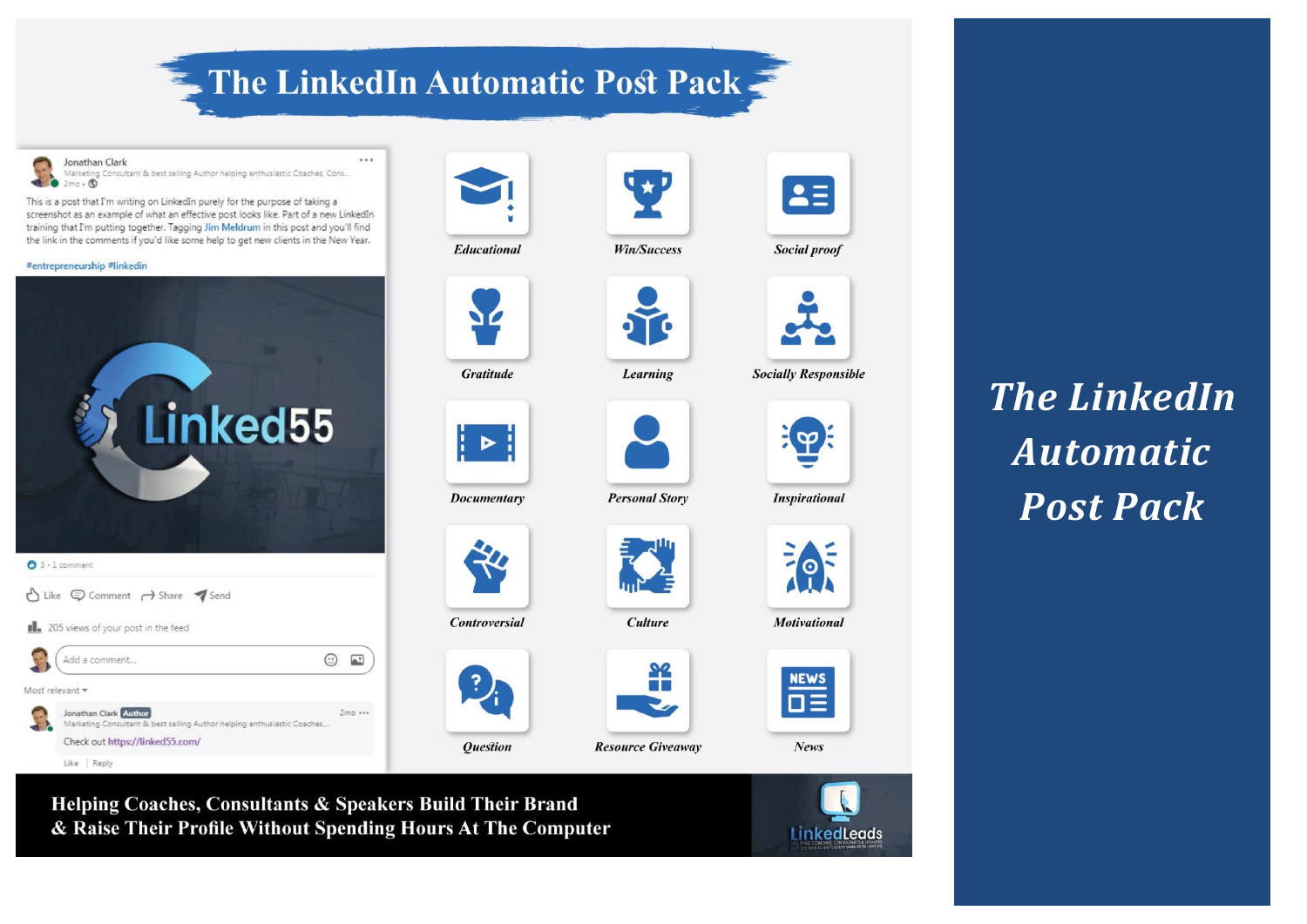# The LinkedIn Automatic Post Pack

Jonathan Clark
Marketing Consultant & best selling Author helping enthusiastic Coaches, Cons...
2mo •

This is a post that I'm writing on LinkedIn purely for the purpose of taking a screenshot as an example of what an effective post looks like. Part of a new LinkedIn training that I'm putting together. Tagging Jim Meldrum in this post and you'll find the link in the comments if you'd like some help to get new clients in the New Year.

#entrepreneurship #linkedin

Linked55

3 • 1 comment

Like | Comment | Share | Send

205 views of your post in the feed

Add a comment...

Most relevant

Jonathan Clark Author
Marketing Consultant & best selling Author helping enthusiastic Coaches,...
2mo

Check out https://linked55.com/

Like | Reply

- *Educational*
- *Win/Success*
- *Social proof*
- *Gratitude*
- *Learning*
- *Socially Responsible*
- *Documentary*
- *Personal Story*
- *Inspirational*
- *Controversial*
- *Culture*
- *Motivational*
- *Question*
- *Resource Giveaway*
- *News*

**Helping Coaches, Consultants & Speakers Build Their Brand & Raise Their Profile Without Spending Hours At The Computer**

LinkedLeads

## *The LinkedIn Automatic Post Pack*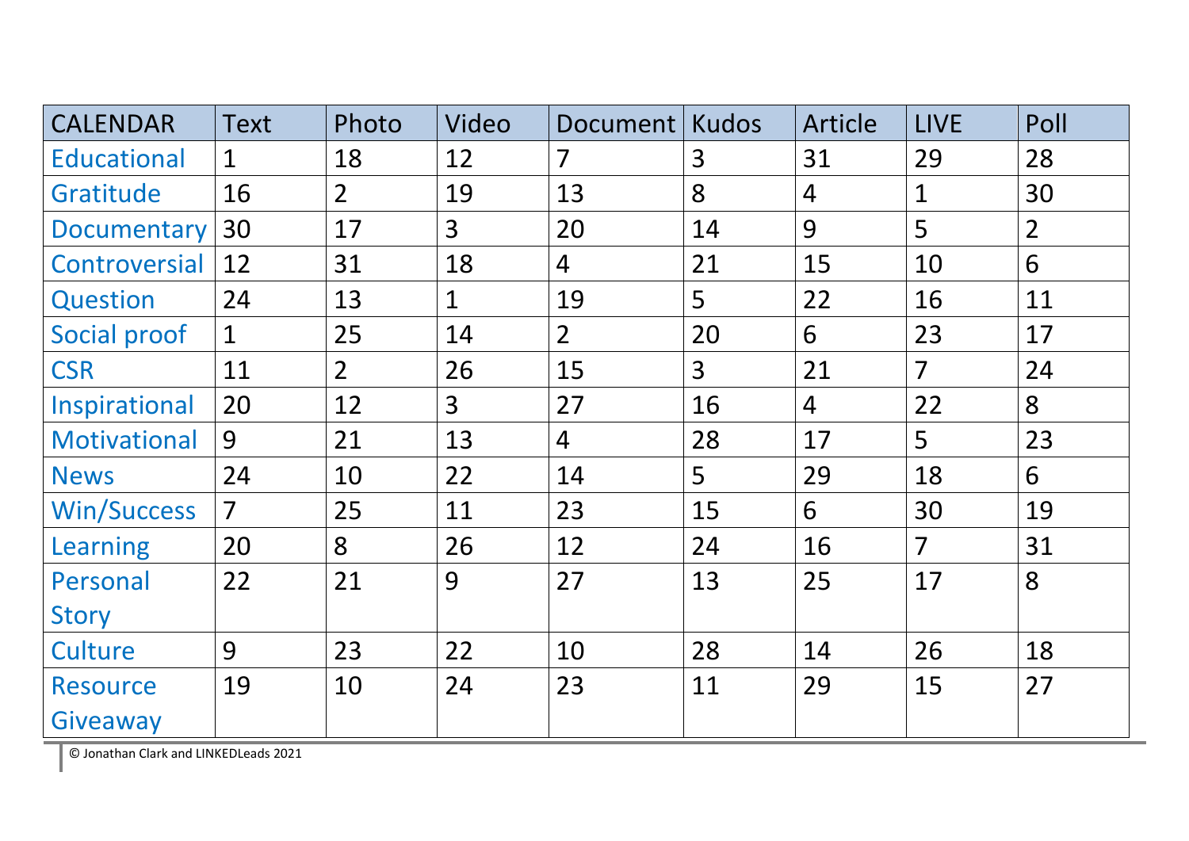| CALENDAR | Text | Photo | Video | Document | Kudos | Article | LIVE | Poll |
|---|---|---|---|---|---|---|---|---|
| Educational | 1 | 18 | 12 | 7 | 3 | 31 | 29 | 28 |
| Gratitude | 16 | 2 | 19 | 13 | 8 | 4 | 1 | 30 |
| Documentary | 30 | 17 | 3 | 20 | 14 | 9 | 5 | 2 |
| Controversial | 12 | 31 | 18 | 4 | 21 | 15 | 10 | 6 |
| Question | 24 | 13 | 1 | 19 | 5 | 22 | 16 | 11 |
| Social proof | 1 | 25 | 14 | 2 | 20 | 6 | 23 | 17 |
| CSR | 11 | 2 | 26 | 15 | 3 | 21 | 7 | 24 |
| Inspirational | 20 | 12 | 3 | 27 | 16 | 4 | 22 | 8 |
| Motivational | 9 | 21 | 13 | 4 | 28 | 17 | 5 | 23 |
| News | 24 | 10 | 22 | 14 | 5 | 29 | 18 | 6 |
| Win/Success | 7 | 25 | 11 | 23 | 15 | 6 | 30 | 19 |
| Learning | 20 | 8 | 26 | 12 | 24 | 16 | 7 | 31 |
| Personal Story | 22 | 21 | 9 | 27 | 13 | 25 | 17 | 8 |
| Culture | 9 | 23 | 22 | 10 | 28 | 14 | 26 | 18 |
| Resource Giveaway | 19 | 10 | 24 | 23 | 11 | 29 | 15 | 27 |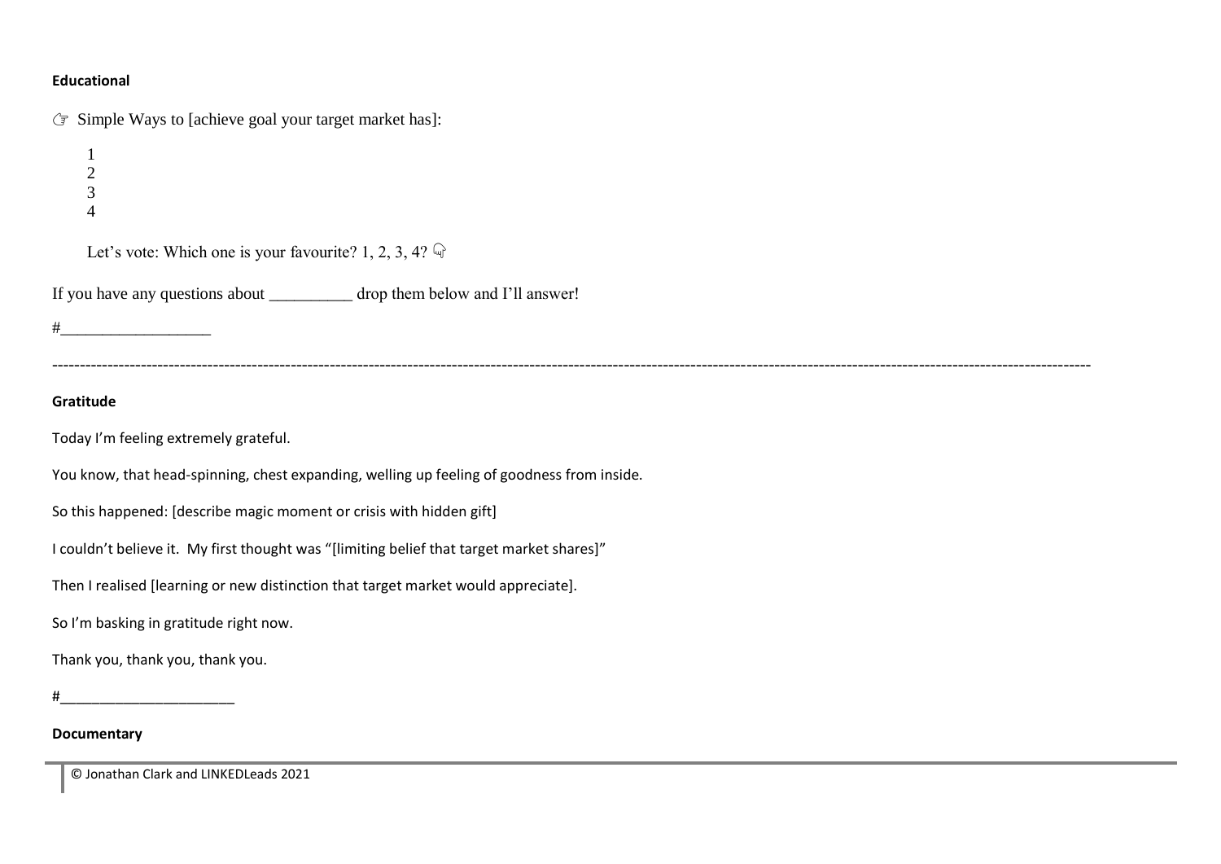**Educational**

☞ Simple Ways to [achieve goal your target market has]:

1
2
3
4

Let's vote: Which one is your favourite? 1, 2, 3, 4? 👇

If you have any questions about __________ drop them below and I'll answer!

#__________________

---

**Gratitude**

Today I'm feeling extremely grateful.

You know, that head-spinning, chest expanding, welling up feeling of goodness from inside.

So this happened: [describe magic moment or crisis with hidden gift]

I couldn't believe it.  My first thought was "[limiting belief that target market shares]"

Then I realised [learning or new distinction that target market would appreciate].

So I'm basking in gratitude right now.

Thank you, thank you, thank you.

#______________________

**Documentary**

© Jonathan Clark and LINKEDLeads 2021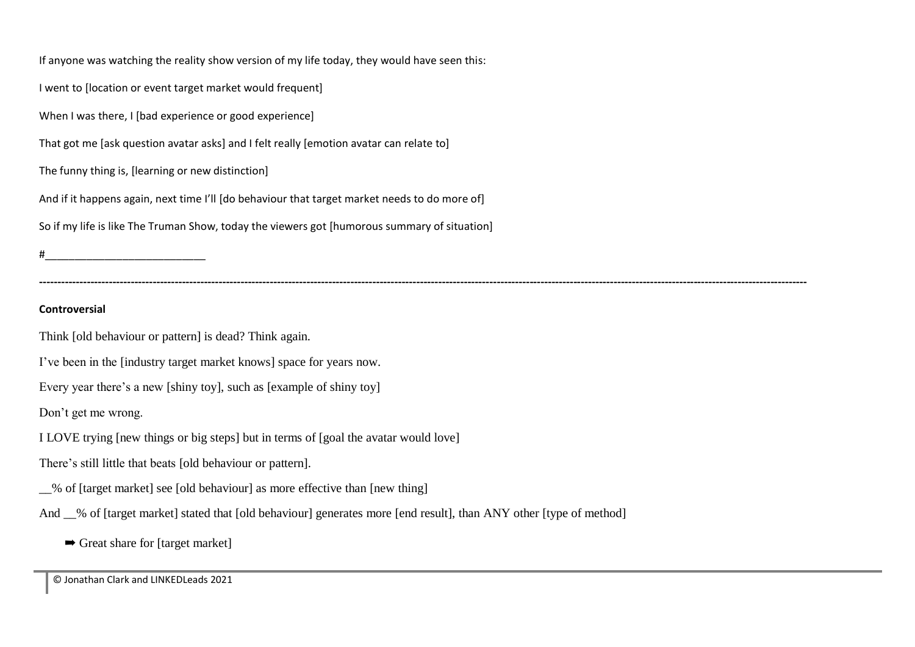If anyone was watching the reality show version of my life today, they would have seen this:

I went to [location or event target market would frequent]

When I was there, I [bad experience or good experience]

That got me [ask question avatar asks] and I felt really [emotion avatar can relate to]

The funny thing is, [learning or new distinction]

And if it happens again, next time I'll [do behaviour that target market needs to do more of]

So if my life is like The Truman Show, today the viewers got [humorous summary of situation]

#___________________________

---

**Controversial**

Think [old behaviour or pattern] is dead? Think again.

I've been in the [industry target market knows] space for years now.

Every year there's a new [shiny toy], such as [example of shiny toy]

Don't get me wrong.

I LOVE trying [new things or big steps] but in terms of [goal the avatar would love]

There's still little that beats [old behaviour or pattern].

__% of [target market] see [old behaviour] as more effective than [new thing]

And __% of [target market] stated that [old behaviour] generates more [end result], than ANY other [type of method]

➡ Great share for [target market]

© Jonathan Clark and LINKEDLeads 2021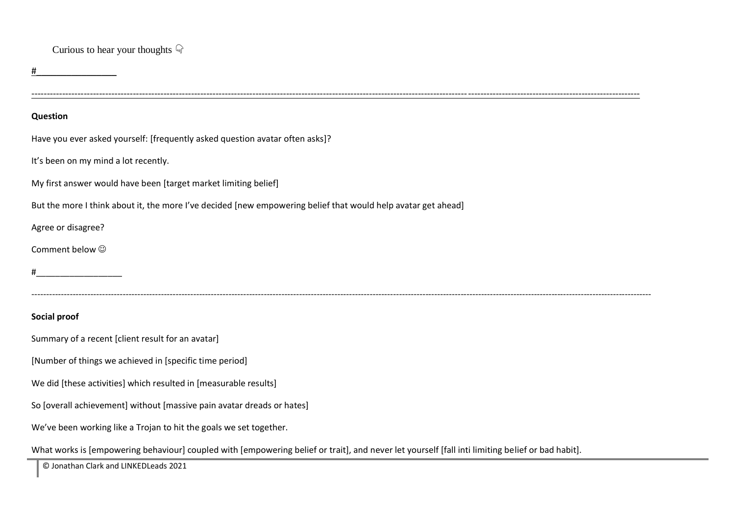Curious to hear your thoughts 👇

#________________

---

**Question**

Have you ever asked yourself: [frequently asked question avatar often asks]?

It's been on my mind a lot recently.

My first answer would have been [target market limiting belief]

But the more I think about it, the more I've decided [new empowering belief that would help avatar get ahead]

Agree or disagree?

Comment below ☺

#__________________

---

**Social proof**

Summary of a recent [client result for an avatar]

[Number of things we achieved in [specific time period]

We did [these activities] which resulted in [measurable results]

So [overall achievement] without [massive pain avatar dreads or hates]

We've been working like a Trojan to hit the goals we set together.

What works is [empowering behaviour] coupled with [empowering belief or trait], and never let yourself [fall inti limiting belief or bad habit].

© Jonathan Clark and LINKEDLeads 2021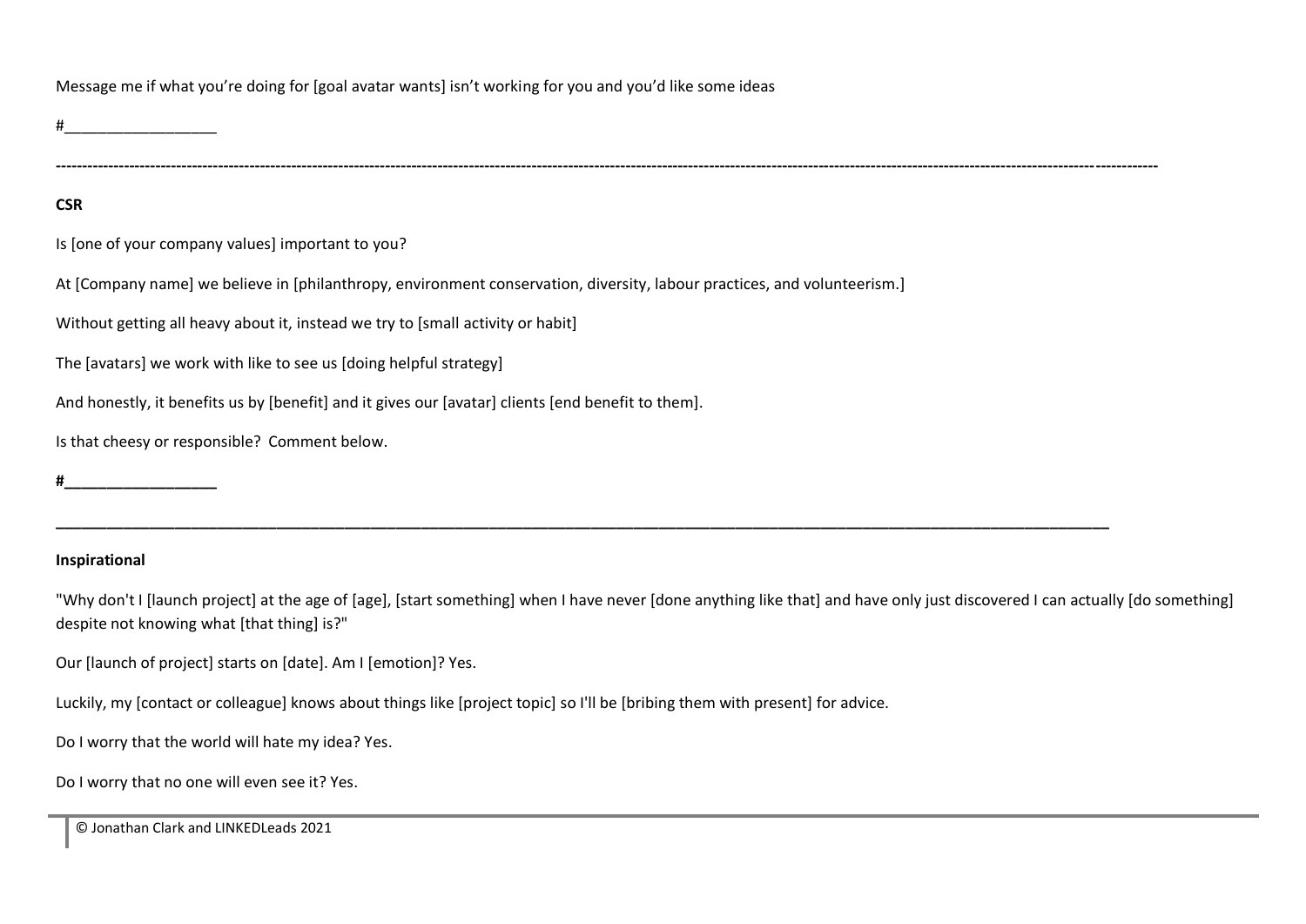Message me if what you're doing for [goal avatar wants] isn't working for you and you'd like some ideas

#__________________

---

**CSR**

Is [one of your company values] important to you?

At [Company name] we believe in [philanthropy, environment conservation, diversity, labour practices, and volunteerism.]

Without getting all heavy about it, instead we try to [small activity or habit]

The [avatars] we work with like to see us [doing helpful strategy]

And honestly, it benefits us by [benefit] and it gives our [avatar] clients [end benefit to them].

Is that cheesy or responsible? Comment below.

**#__________________**

---

**Inspirational**

"Why don't I [launch project] at the age of [age], [start something] when I have never [done anything like that] and have only just discovered I can actually [do something] despite not knowing what [that thing] is?"

Our [launch of project] starts on [date]. Am I [emotion]? Yes.

Luckily, my [contact or colleague] knows about things like [project topic] so I'll be [bribing them with present] for advice.

Do I worry that the world will hate my idea? Yes.

Do I worry that no one will even see it? Yes.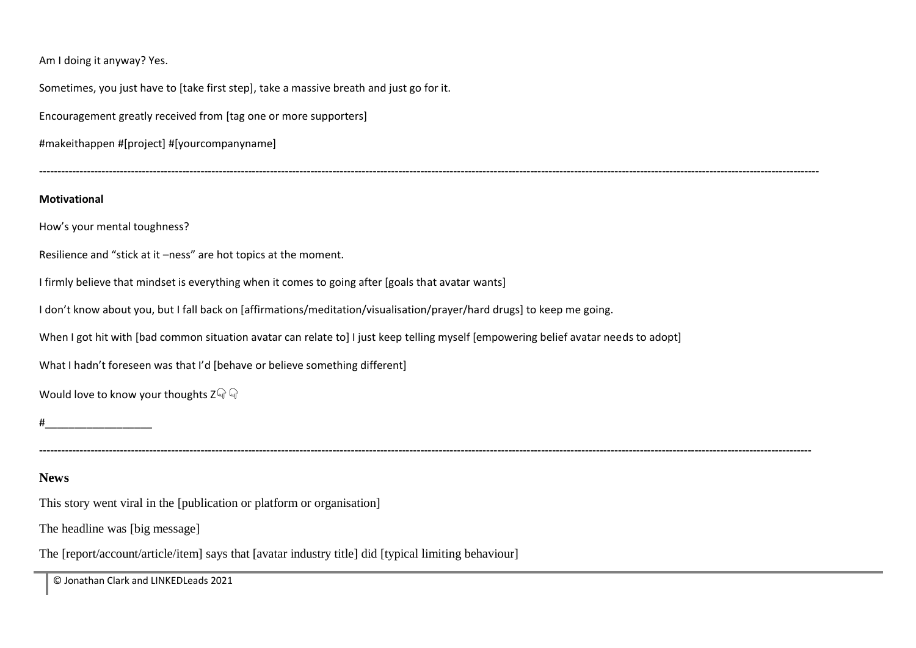Am I doing it anyway? Yes.

Sometimes, you just have to [take first step], take a massive breath and just go for it.

Encouragement greatly received from [tag one or more supporters]

#makeithappen #[project] #[yourcompanyname]

---

**Motivational**

How's your mental toughness?

Resilience and "stick at it –ness" are hot topics at the moment.

I firmly believe that mindset is everything when it comes to going after [goals that avatar wants]

I don't know about you, but I fall back on [affirmations/meditation/visualisation/prayer/hard drugs] to keep me going.

When I got hit with [bad common situation avatar can relate to] I just keep telling myself [empowering belief avatar needs to adopt]

What I hadn't foreseen was that I'd [behave or believe something different]

Would love to know your thoughts Z👇 👇

#__________________

---

**News**

This story went viral in the [publication or platform or organisation]

The headline was [big message]

The [report/account/article/item] says that [avatar industry title] did [typical limiting behaviour]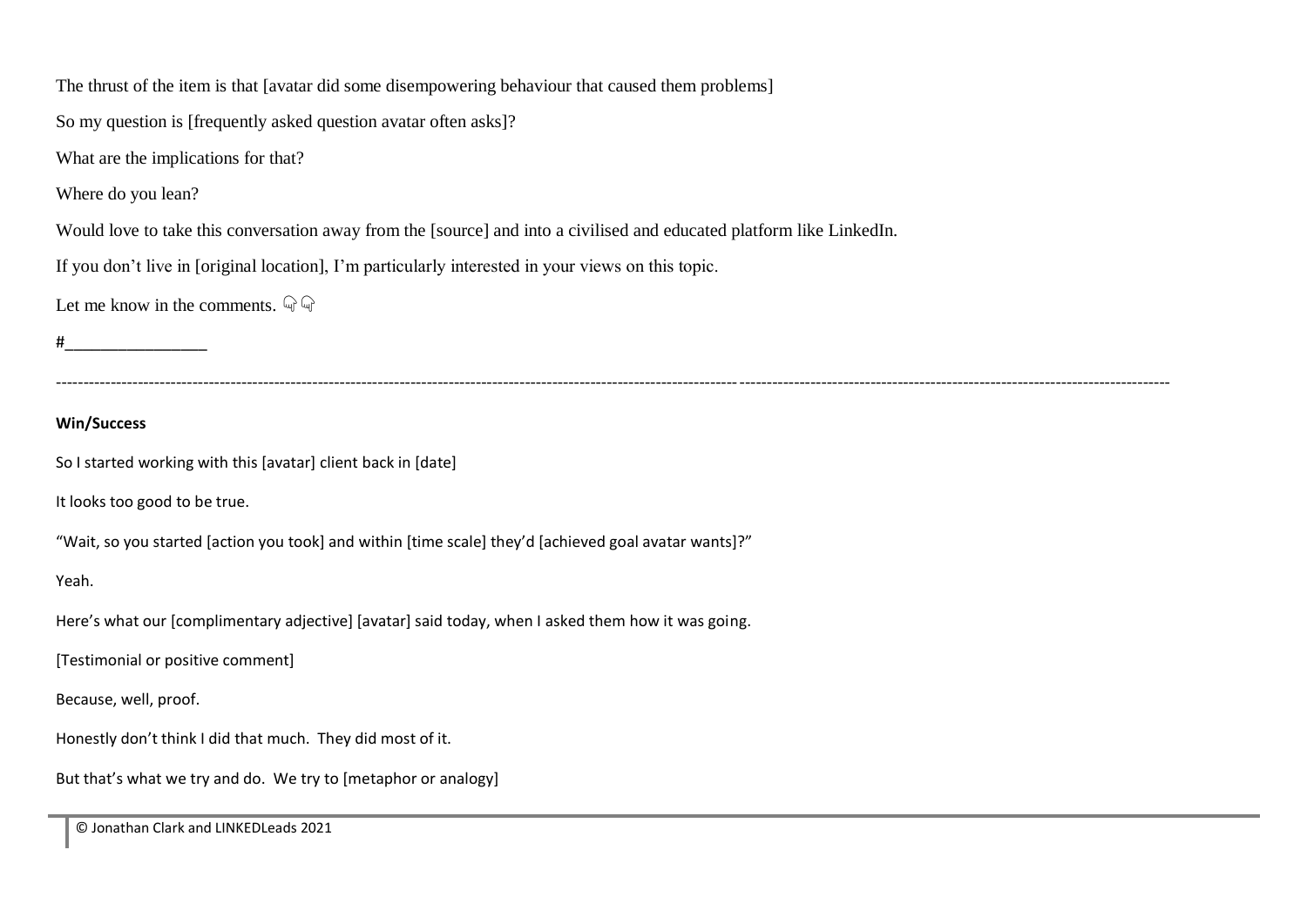The thrust of the item is that [avatar did some disempowering behaviour that caused them problems]

So my question is [frequently asked question avatar often asks]?

What are the implications for that?

Where do you lean?

Would love to take this conversation away from the [source] and into a civilised and educated platform like LinkedIn.

If you don't live in [original location], I'm particularly interested in your views on this topic.

Let me know in the comments. 👇👇

#________________

---

**Win/Success**

So I started working with this [avatar] client back in [date]

It looks too good to be true.

"Wait, so you started [action you took] and within [time scale] they'd [achieved goal avatar wants]?"

Yeah.

Here's what our [complimentary adjective] [avatar] said today, when I asked them how it was going.

[Testimonial or positive comment]

Because, well, proof.

Honestly don't think I did that much. They did most of it.

But that's what we try and do. We try to [metaphor or analogy]

© Jonathan Clark and LINKEDLeads 2021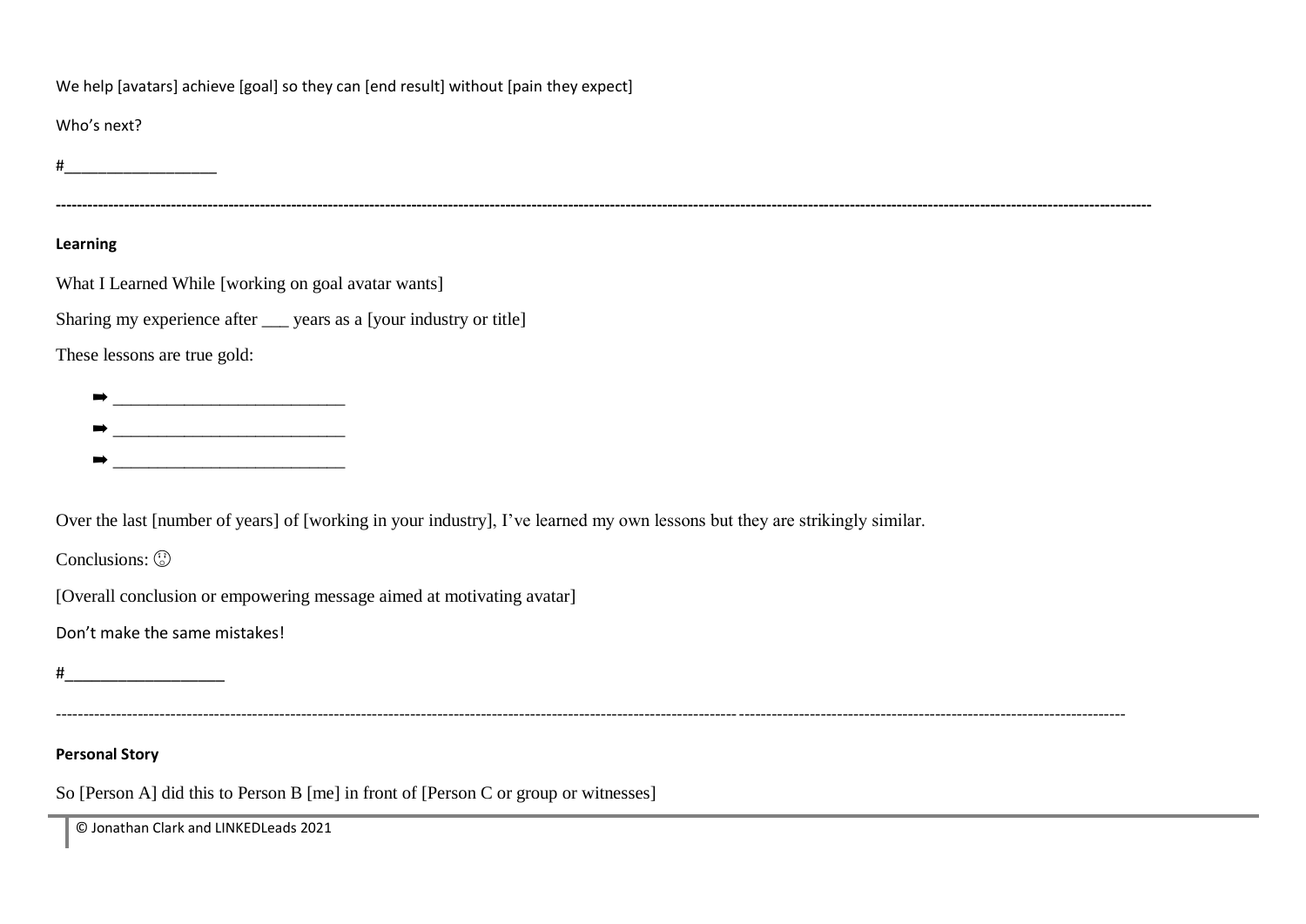We help [avatars] achieve [goal] so they can [end result] without [pain they expect]

Who's next?

#_________________

---

**Learning**

What I Learned While [working on goal avatar wants]

Sharing my experience after ___ years as a [your industry or title]

These lessons are true gold:

- ➡ _________________________
- ➡ _________________________
- ➡ _________________________

Over the last [number of years] of [working in your industry], I've learned my own lessons but they are strikingly similar.

Conclusions: 😲

[Overall conclusion or empowering message aimed at motivating avatar]

Don't make the same mistakes!

#_________________

---

**Personal Story**

So [Person A] did this to Person B [me] in front of [Person C or group or witnesses]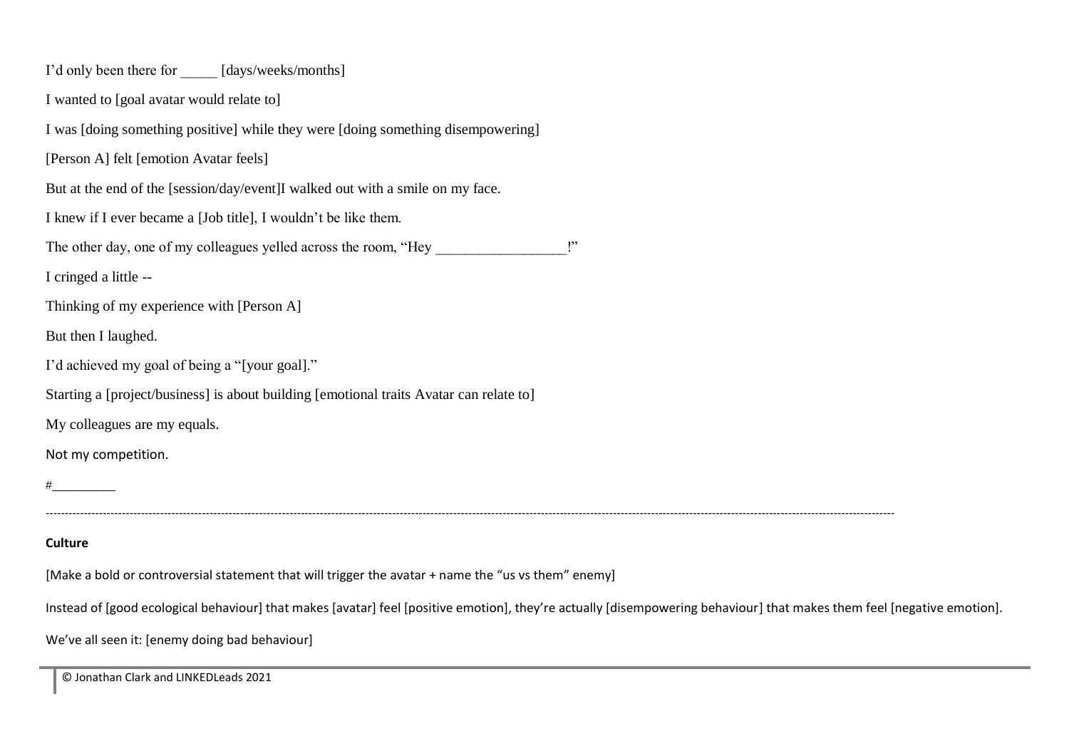I'd only been there for _____ [days/weeks/months]

I wanted to [goal avatar would relate to]

I was [doing something positive] while they were [doing something disempowering]

[Person A] felt [emotion Avatar feels]

But at the end of the [session/day/event]I walked out with a smile on my face.

I knew if I ever became a [Job title], I wouldn't be like them.

The other day, one of my colleagues yelled across the room, "Hey _________________!"

I cringed a little --

Thinking of my experience with [Person A]

But then I laughed.

I'd achieved my goal of being a "[your goal]."

Starting a [project/business] is about building [emotional traits Avatar can relate to]

My colleagues are my equals.

Not my competition.

#_________

---

**Culture**

[Make a bold or controversial statement that will trigger the avatar + name the "us vs them" enemy]

Instead of [good ecological behaviour] that makes [avatar] feel [positive emotion], they're actually [disempowering behaviour] that makes them feel [negative emotion].

We've all seen it: [enemy doing bad behaviour]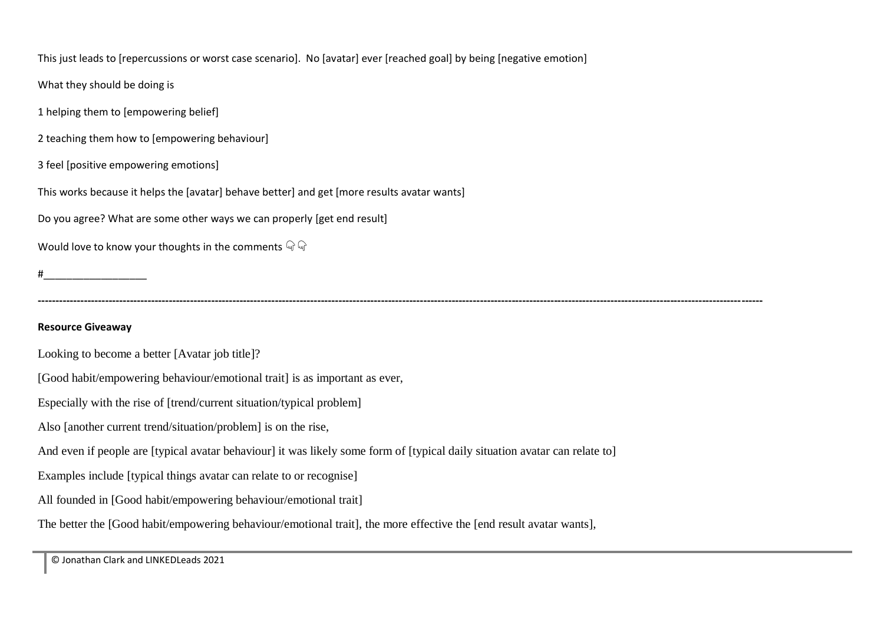This just leads to [repercussions or worst case scenario]. No [avatar] ever [reached goal] by being [negative emotion]

What they should be doing is

1 helping them to [empowering belief]

2 teaching them how to [empowering behaviour]

3 feel [positive empowering emotions]

This works because it helps the [avatar] behave better] and get [more results avatar wants]

Do you agree? What are some other ways we can properly [get end result]

Would love to know your thoughts in the comments 👇👇

#__________________

---

**Resource Giveaway**

Looking to become a better [Avatar job title]?

[Good habit/empowering behaviour/emotional trait] is as important as ever,

Especially with the rise of [trend/current situation/typical problem]

Also [another current trend/situation/problem] is on the rise,

And even if people are [typical avatar behaviour] it was likely some form of [typical daily situation avatar can relate to]

Examples include [typical things avatar can relate to or recognise]

All founded in [Good habit/empowering behaviour/emotional trait]

The better the [Good habit/empowering behaviour/emotional trait], the more effective the [end result avatar wants],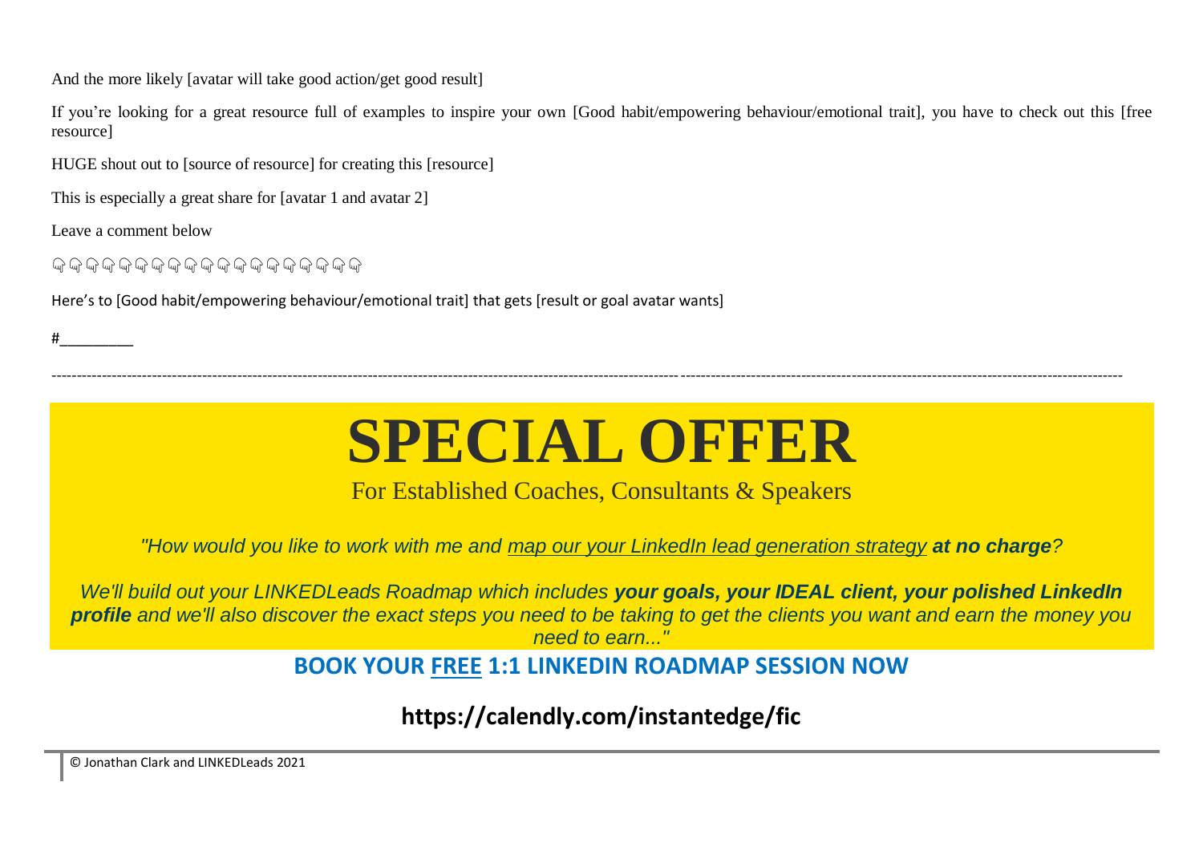And the more likely [avatar will take good action/get good result]

If you're looking for a great resource full of examples to inspire your own [Good habit/empowering behaviour/emotional trait], you have to check out this [free resource]

HUGE shout out to [source of resource] for creating this [resource]

This is especially a great share for [avatar 1 and avatar 2]

Leave a comment below

👇👇👇👇👇👇👇👇👇👇👇👇👇👇👇👇👇👇👇

Here's to [Good habit/empowering behaviour/emotional trait] that gets [result or goal avatar wants]

#_________

---

# SPECIAL OFFER

For Established Coaches, Consultants & Speakers

*"How would you like to work with me and map our your LinkedIn lead generation strategy **at no charge**?*

*We'll build out your LINKEDLeads Roadmap which includes **your goals, your IDEAL client, your polished LinkedIn profile** and we'll also discover the exact steps you need to be taking to get the clients you want and earn the money you need to earn..."*

**BOOK YOUR FREE 1:1 LINKEDIN ROADMAP SESSION NOW**

**https://calendly.com/instantedge/fic**

© Jonathan Clark and LINKEDLeads 2021